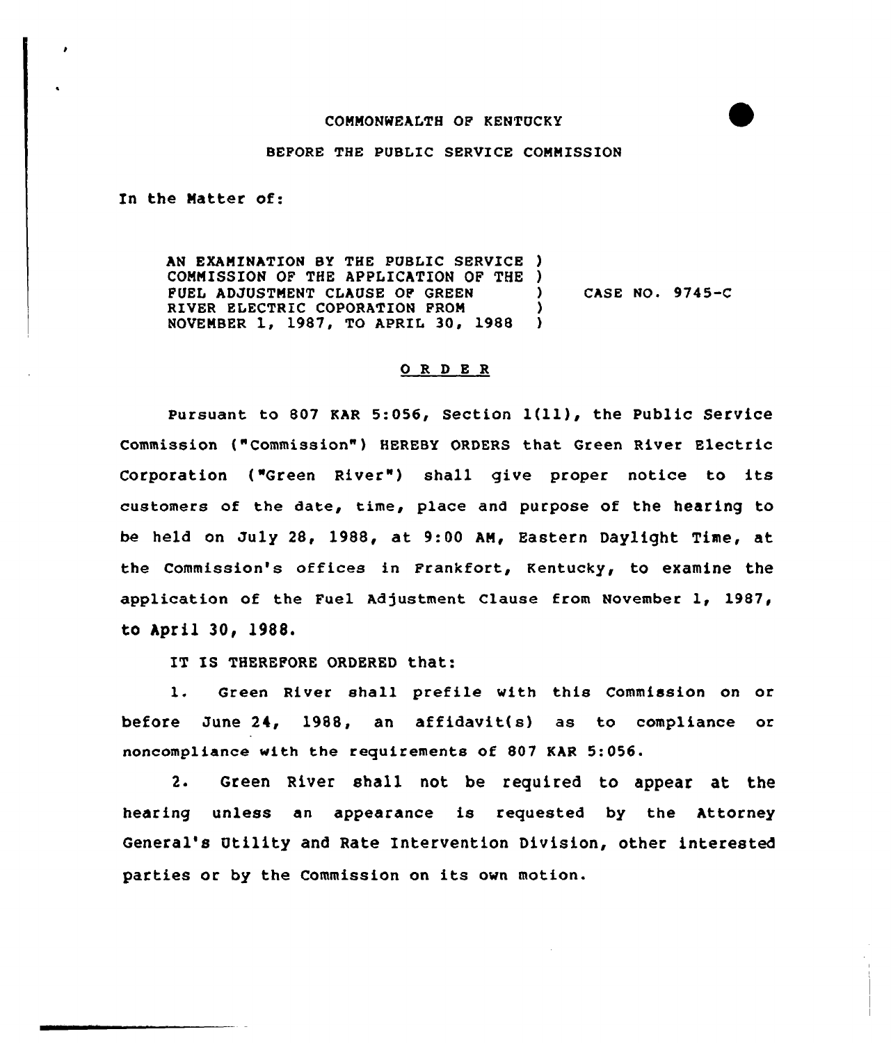COMMONWEALTH OF KENTUCKY

BEFORE THE PUBLIC SERVICE COMMISSION

In the Matter of:

AN EXAMINATION BY THE PUBLIC SERVICE COMMISSION OF THE APPLICATION OF THE FUEL ADJUSTMENT CLAUSE OF GREEN RIVER ELECTRIC COPORATION FROM NOVEMBER 1, 1987, TO APRIL 30, 1988 ) CASE NO. 9745-C

## O R D E R

Pursuant to 807 KAR 5:056, Section 1(11), the Public Service Commission ("Commission") HEREBY ORDERS that Green River Electric Corporation ("Green River") shall give proper notice to its customers of the date, time, place and purpose of the hearing to be held on July 28, 1988, at 9:00 AM, Eastern Daylight Time, at the Commission's offices in Frankfort, Kentucky, to examine the application of the Fuel Adjustment Clause from November 1, 1987, to April 30, 1988.

IT IS THEREFORE ORDERED that:

1. Green River shall prefile with this Commission on or before June 24, 1988, an affidavit(s) as to compliance or noncompliance with the requirements of 807 KAR 5:056.

2. Green River shall not be required to appear at the hearing unless an appearance is requested by the Attorney General's Utility and Rate Intervention Division, other interested parties or by the Commission on its own motion.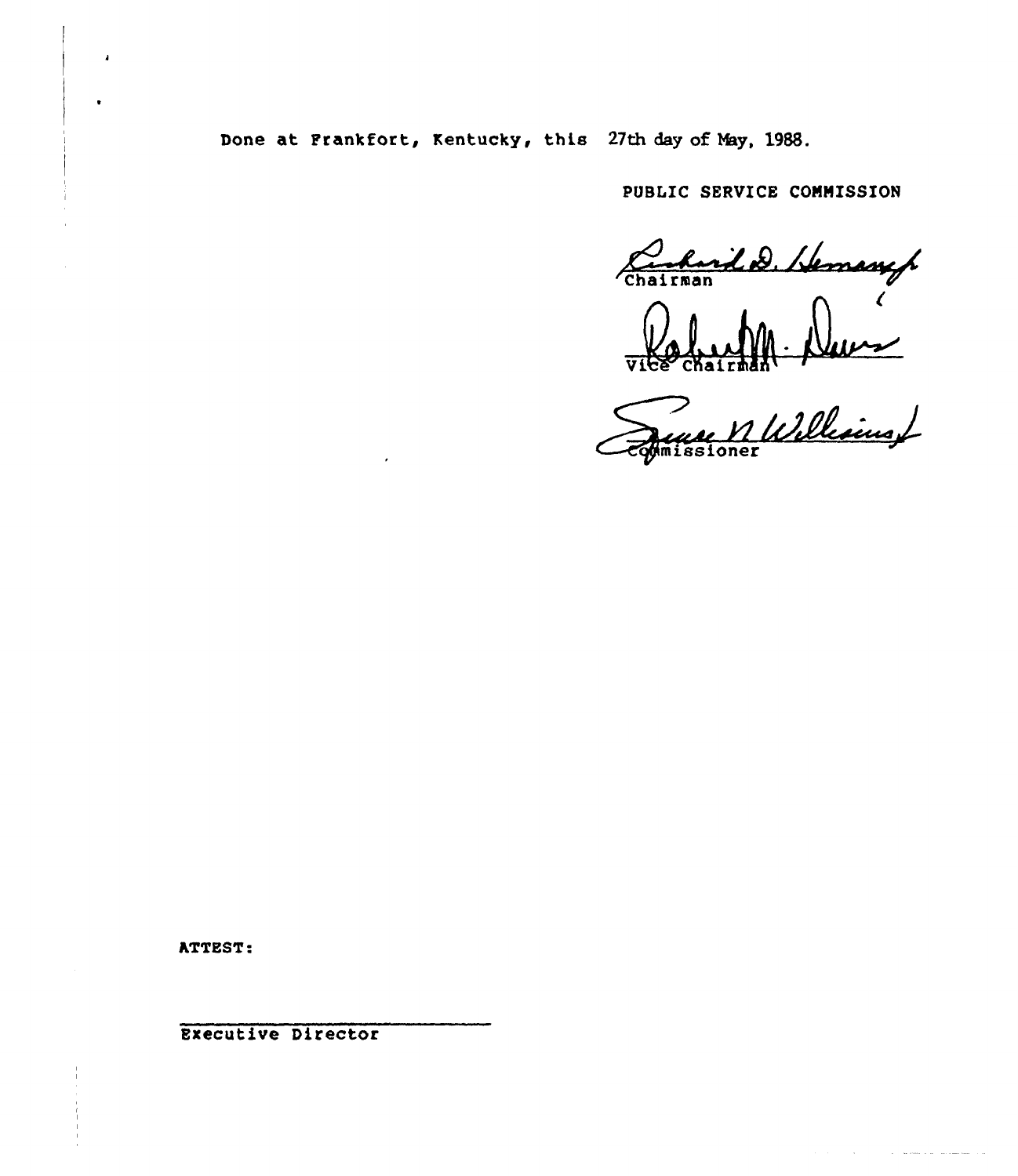Done at Frankfort, Kentucky, this 27th day of May, 1988.

PUBLIC SERVICE COMMISSION

Chairman

Vice Chairman

Commissioner

ATTEST:

Executive Director